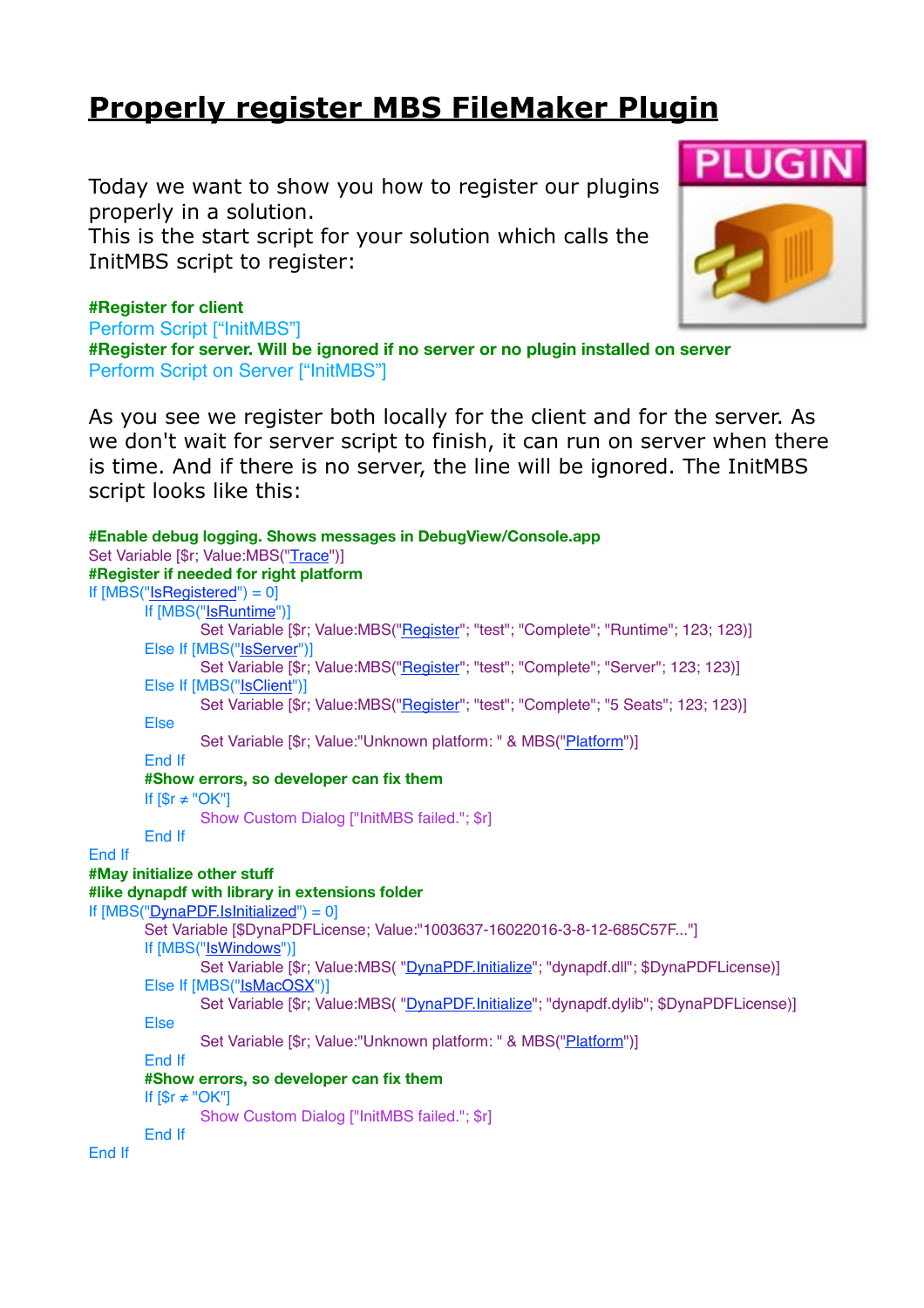# Properly register MBS FileMaker Plugin

Today we want to show you how to register our plugins properly in a solution.
This is the start script for your solution which calls the InitMBS script to register:

```
#Register for client
Perform Script ["InitMBS"]
#Register for server. Will be ignored if no server or no plugin installed on server
Perform Script on Server ["InitMBS"]
```

As you see we register both locally for the client and for the server. As we don't wait for server script to finish, it can run on server when there is time. And if there is no server, the line will be ignored. The InitMBS script looks like this:

```
#Enable debug logging. Shows messages in DebugView/Console.app
Set Variable [$r; Value:MBS("Trace")]
#Register if needed for right platform
If [MBS("IsRegistered") = 0]
	If [MBS("IsRuntime")]
		Set Variable [$r; Value:MBS("Register"; "test"; "Complete"; "Runtime"; 123; 123)]
	Else If [MBS("IsServer")]
		Set Variable [$r; Value:MBS("Register"; "test"; "Complete"; "Server"; 123; 123)]
	Else If [MBS("IsClient")]
		Set Variable [$r; Value:MBS("Register"; "test"; "Complete"; "5 Seats"; 123; 123)]
	Else
		Set Variable [$r; Value:"Unknown platform: " & MBS("Platform")]
	End If
	#Show errors, so developer can fix them
	If [$r ≠ "OK"]
		Show Custom Dialog ["InitMBS failed."; $r]
	End If
End If
#May initialize other stuff
#like dynapdf with library in extensions folder
If [MBS("DynaPDF.IsInitialized") = 0]
	Set Variable [$DynaPDFLicense; Value:"1003637-16022016-3-8-12-685C57F..."]
	If [MBS("IsWindows")]
		Set Variable [$r; Value:MBS( "DynaPDF.Initialize"; "dynapdf.dll"; $DynaPDFLicense)]
	Else If [MBS("IsMacOSX")]
		Set Variable [$r; Value:MBS( "DynaPDF.Initialize"; "dynapdf.dylib"; $DynaPDFLicense)]
	Else
		Set Variable [$r; Value:"Unknown platform: " & MBS("Platform")]
	End If
	#Show errors, so developer can fix them
	If [$r ≠ "OK"]
		Show Custom Dialog ["InitMBS failed."; $r]
	End If
End If
```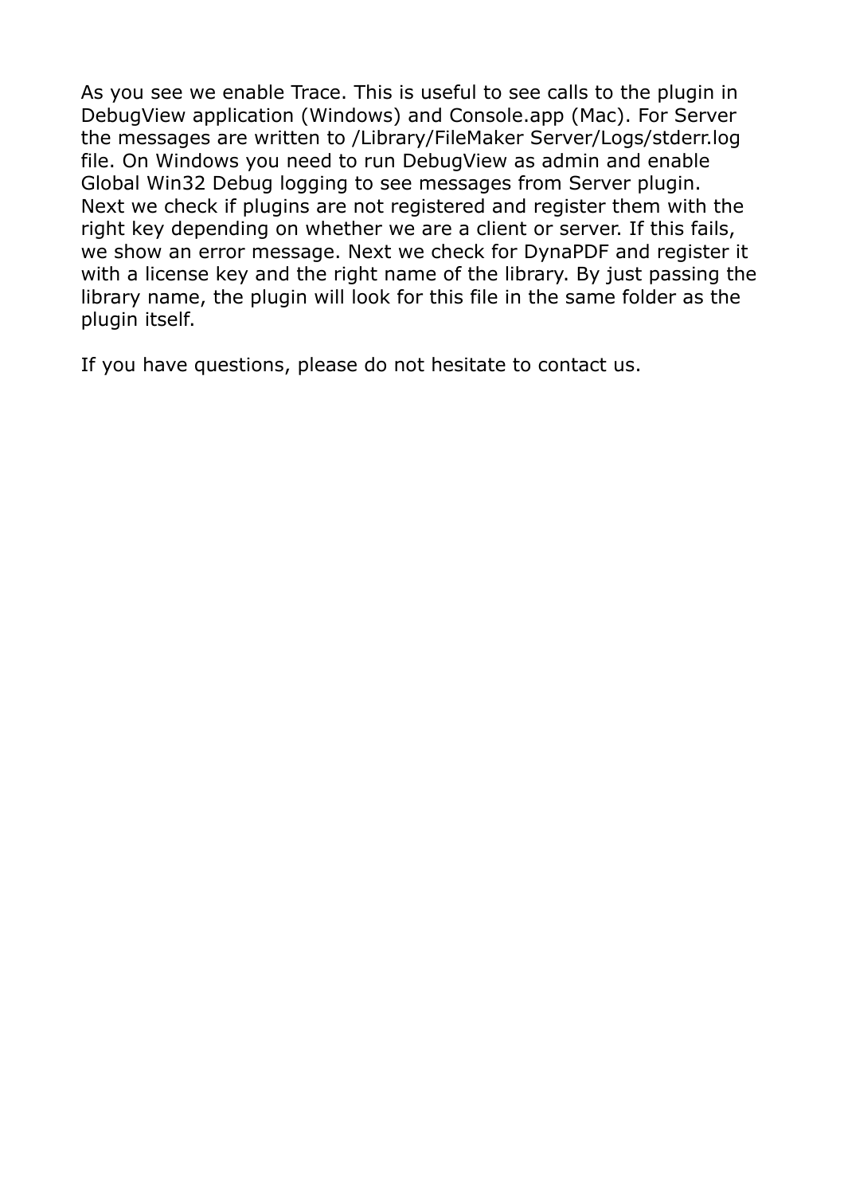As you see we enable Trace. This is useful to see calls to the plugin in DebugView application (Windows) and Console.app (Mac). For Server the messages are written to /Library/FileMaker Server/Logs/stderr.log file. On Windows you need to run DebugView as admin and enable Global Win32 Debug logging to see messages from Server plugin. Next we check if plugins are not registered and register them with the right key depending on whether we are a client or server. If this fails, we show an error message. Next we check for DynaPDF and register it with a license key and the right name of the library. By just passing the library name, the plugin will look for this file in the same folder as the plugin itself.

If you have questions, please do not hesitate to contact us.